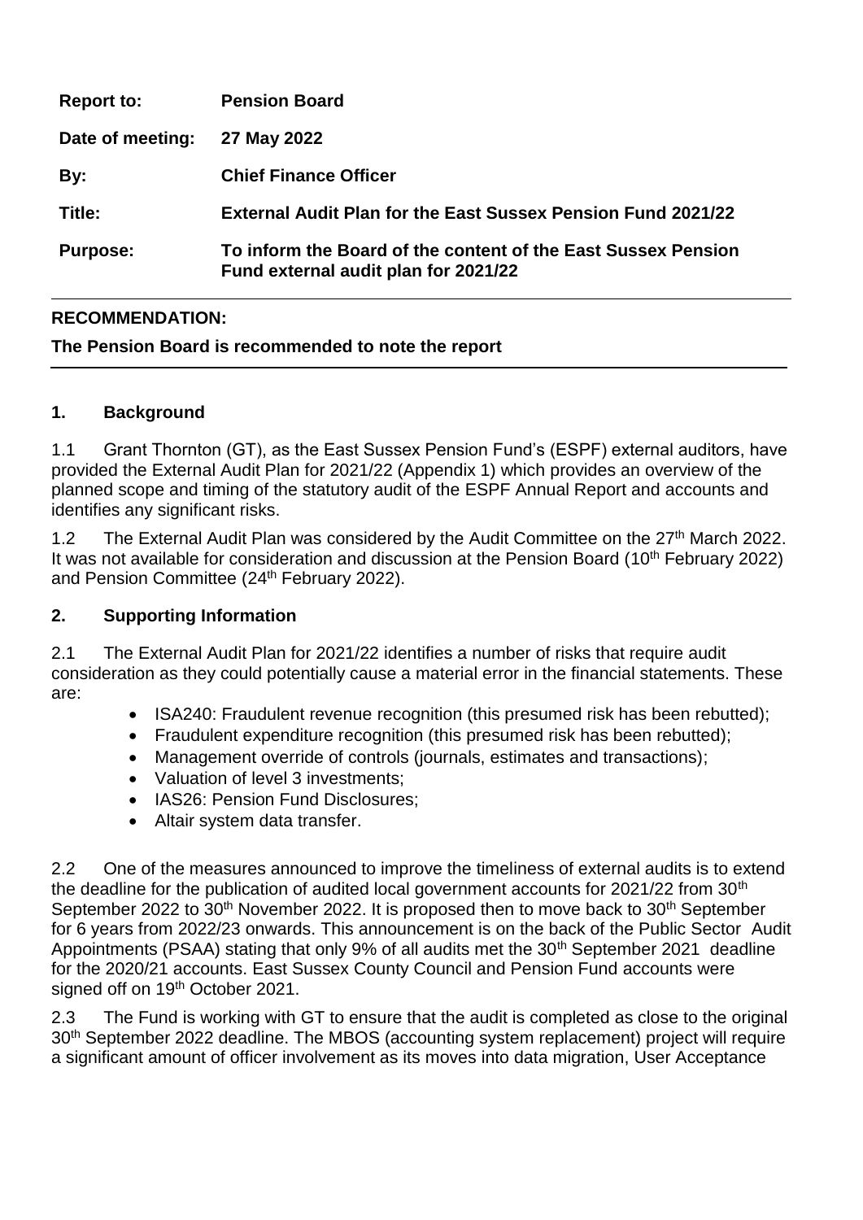| | |
|---|---|
| **Report to:** | **Pension Board** |
| **Date of meeting:** | **27 May 2022** |
| **By:** | **Chief Finance Officer** |
| **Title:** | **External Audit Plan for the East Sussex Pension Fund 2021/22** |
| **Purpose:** | **To inform the Board of the content of the East Sussex Pension Fund external audit plan for 2021/22** |

---

**RECOMMENDATION:**

**The Pension Board is recommended to note the report**

---

## 1. Background

1.1 Grant Thornton (GT), as the East Sussex Pension Fund's (ESPF) external auditors, have provided the External Audit Plan for 2021/22 (Appendix 1) which provides an overview of the planned scope and timing of the statutory audit of the ESPF Annual Report and accounts and identifies any significant risks.

1.2 The External Audit Plan was considered by the Audit Committee on the 27th March 2022. It was not available for consideration and discussion at the Pension Board (10th February 2022) and Pension Committee (24th February 2022).

## 2. Supporting Information

2.1 The External Audit Plan for 2021/22 identifies a number of risks that require audit consideration as they could potentially cause a material error in the financial statements. These are:

- ISA240: Fraudulent revenue recognition (this presumed risk has been rebutted);
- Fraudulent expenditure recognition (this presumed risk has been rebutted);
- Management override of controls (journals, estimates and transactions);
- Valuation of level 3 investments;
- IAS26: Pension Fund Disclosures;
- Altair system data transfer.

2.2 One of the measures announced to improve the timeliness of external audits is to extend the deadline for the publication of audited local government accounts for 2021/22 from 30th September 2022 to 30th November 2022. It is proposed then to move back to 30th September for 6 years from 2022/23 onwards. This announcement is on the back of the Public Sector Audit Appointments (PSAA) stating that only 9% of all audits met the 30th September 2021 deadline for the 2020/21 accounts. East Sussex County Council and Pension Fund accounts were signed off on 19th October 2021.

2.3 The Fund is working with GT to ensure that the audit is completed as close to the original 30th September 2022 deadline. The MBOS (accounting system replacement) project will require a significant amount of officer involvement as its moves into data migration, User Acceptance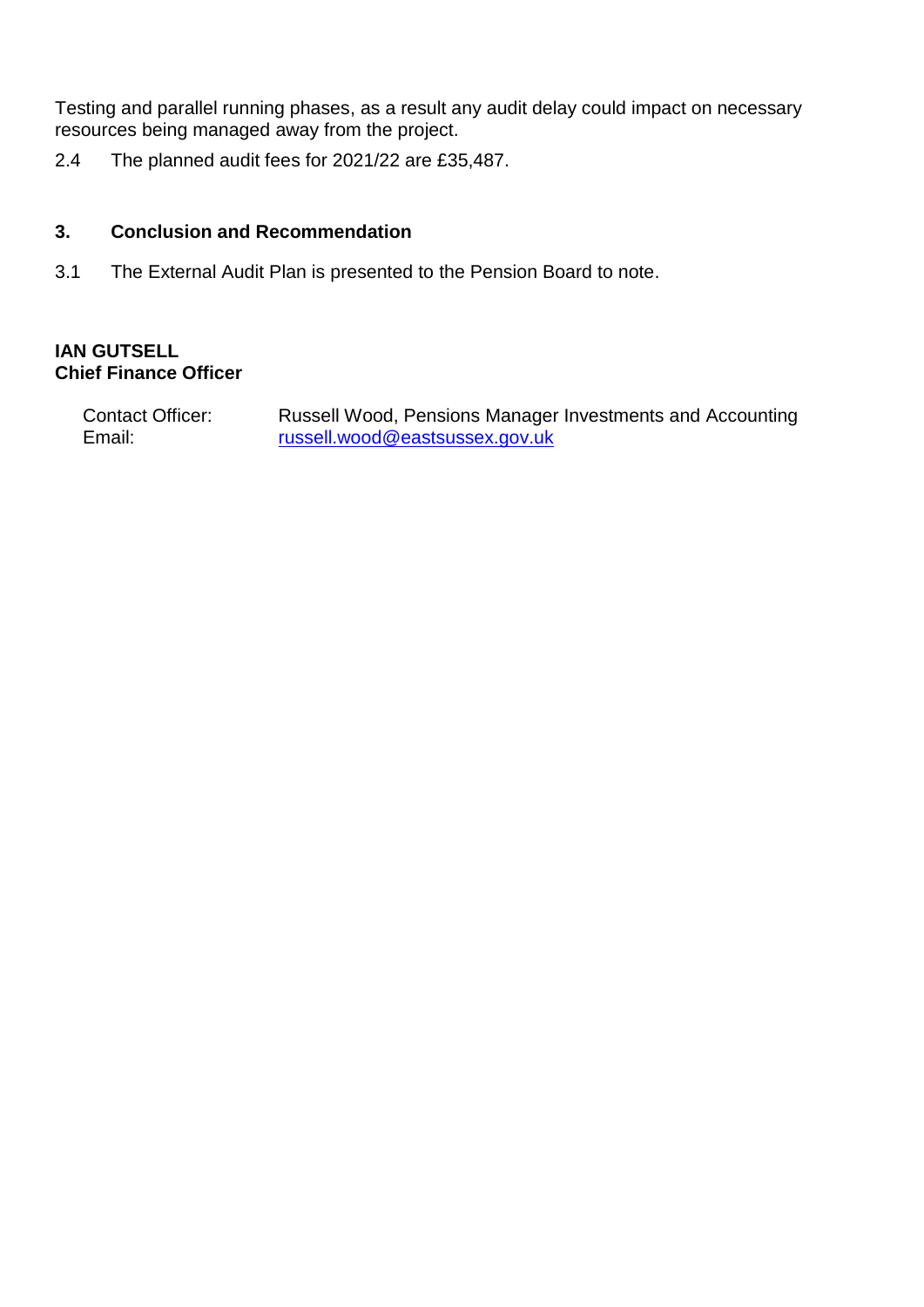Testing and parallel running phases, as a result any audit delay could impact on necessary resources being managed away from the project.

2.4 The planned audit fees for 2021/22 are £35,487.

## 3. Conclusion and Recommendation

3.1 The External Audit Plan is presented to the Pension Board to note.

**IAN GUTSELL**
**Chief Finance Officer**

Contact Officer: Russell Wood, Pensions Manager Investments and Accounting
Email: russell.wood@eastsussex.gov.uk